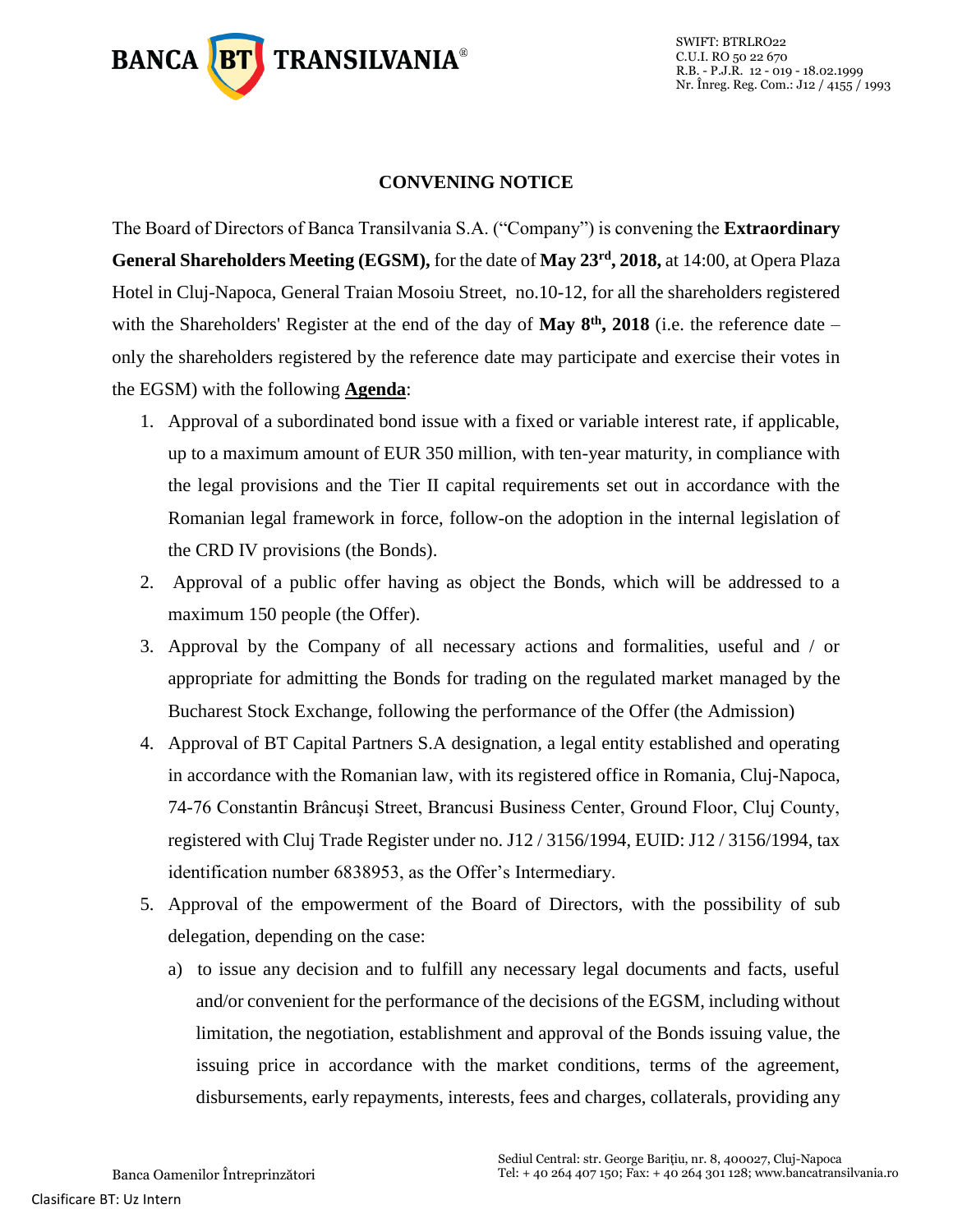## CONVENING NOTICE

The Board of Directors of Banca Transilvania S.A. ("Company") is convening the **Extraordinary General Shareholders Meeting (EGSM),** for the date of **May 23rd, 2018,** at 14:00, at Opera Plaza Hotel in Cluj-Napoca, General Traian Mosoiu Street, no.10-12, for all the shareholders registered with the Shareholders' Register at the end of the day of **May 8th, 2018** (i.e. the reference date – only the shareholders registered by the reference date may participate and exercise their votes in the EGSM) with the following **Agenda**:

1. Approval of a subordinated bond issue with a fixed or variable interest rate, if applicable, up to a maximum amount of EUR 350 million, with ten-year maturity, in compliance with the legal provisions and the Tier II capital requirements set out in accordance with the Romanian legal framework in force, follow-on the adoption in the internal legislation of the CRD IV provisions (the Bonds).
2. Approval of a public offer having as object the Bonds, which will be addressed to a maximum 150 people (the Offer).
3. Approval by the Company of all necessary actions and formalities, useful and / or appropriate for admitting the Bonds for trading on the regulated market managed by the Bucharest Stock Exchange, following the performance of the Offer (the Admission)
4. Approval of BT Capital Partners S.A designation, a legal entity established and operating in accordance with the Romanian law, with its registered office in Romania, Cluj-Napoca, 74-76 Constantin Brâncuşi Street, Brancusi Business Center, Ground Floor, Cluj County, registered with Cluj Trade Register under no. J12 / 3156/1994, EUID: J12 / 3156/1994, tax identification number 6838953, as the Offer's Intermediary.
5. Approval of the empowerment of the Board of Directors, with the possibility of sub delegation, depending on the case:
   a) to issue any decision and to fulfill any necessary legal documents and facts, useful and/or convenient for the performance of the decisions of the EGSM, including without limitation, the negotiation, establishment and approval of the Bonds issuing value, the issuing price in accordance with the market conditions, terms of the agreement, disbursements, early repayments, interests, fees and charges, collaterals, providing any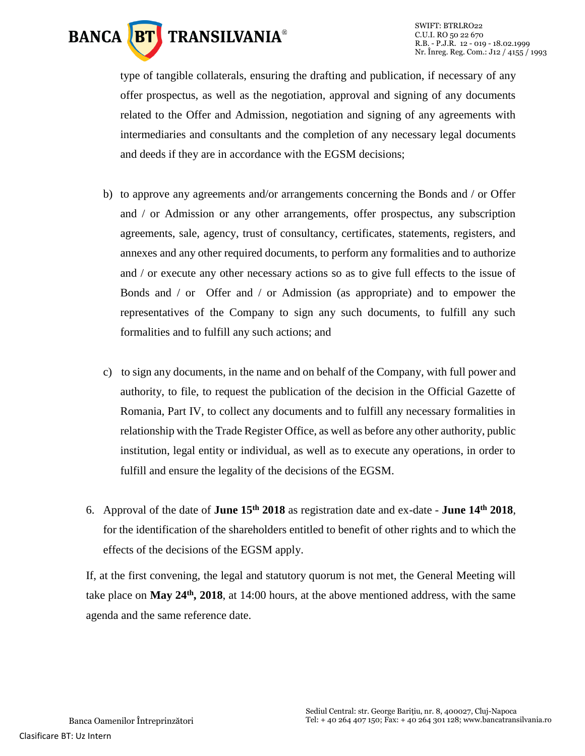type of tangible collaterals, ensuring the drafting and publication, if necessary of any offer prospectus, as well as the negotiation, approval and signing of any documents related to the Offer and Admission, negotiation and signing of any agreements with intermediaries and consultants and the completion of any necessary legal documents and deeds if they are in accordance with the EGSM decisions;

b) to approve any agreements and/or arrangements concerning the Bonds and / or Offer and / or Admission or any other arrangements, offer prospectus, any subscription agreements, sale, agency, trust of consultancy, certificates, statements, registers, and annexes and any other required documents, to perform any formalities and to authorize and / or execute any other necessary actions so as to give full effects to the issue of Bonds and / or Offer and / or Admission (as appropriate) and to empower the representatives of the Company to sign any such documents, to fulfill any such formalities and to fulfill any such actions; and

c) to sign any documents, in the name and on behalf of the Company, with full power and authority, to file, to request the publication of the decision in the Official Gazette of Romania, Part IV, to collect any documents and to fulfill any necessary formalities in relationship with the Trade Register Office, as well as before any other authority, public institution, legal entity or individual, as well as to execute any operations, in order to fulfill and ensure the legality of the decisions of the EGSM.

6. Approval of the date of **June 15th 2018** as registration date and ex-date - **June 14th 2018**, for the identification of the shareholders entitled to benefit of other rights and to which the effects of the decisions of the EGSM apply.

If, at the first convening, the legal and statutory quorum is not met, the General Meeting will take place on **May 24th, 2018**, at 14:00 hours, at the above mentioned address, with the same agenda and the same reference date.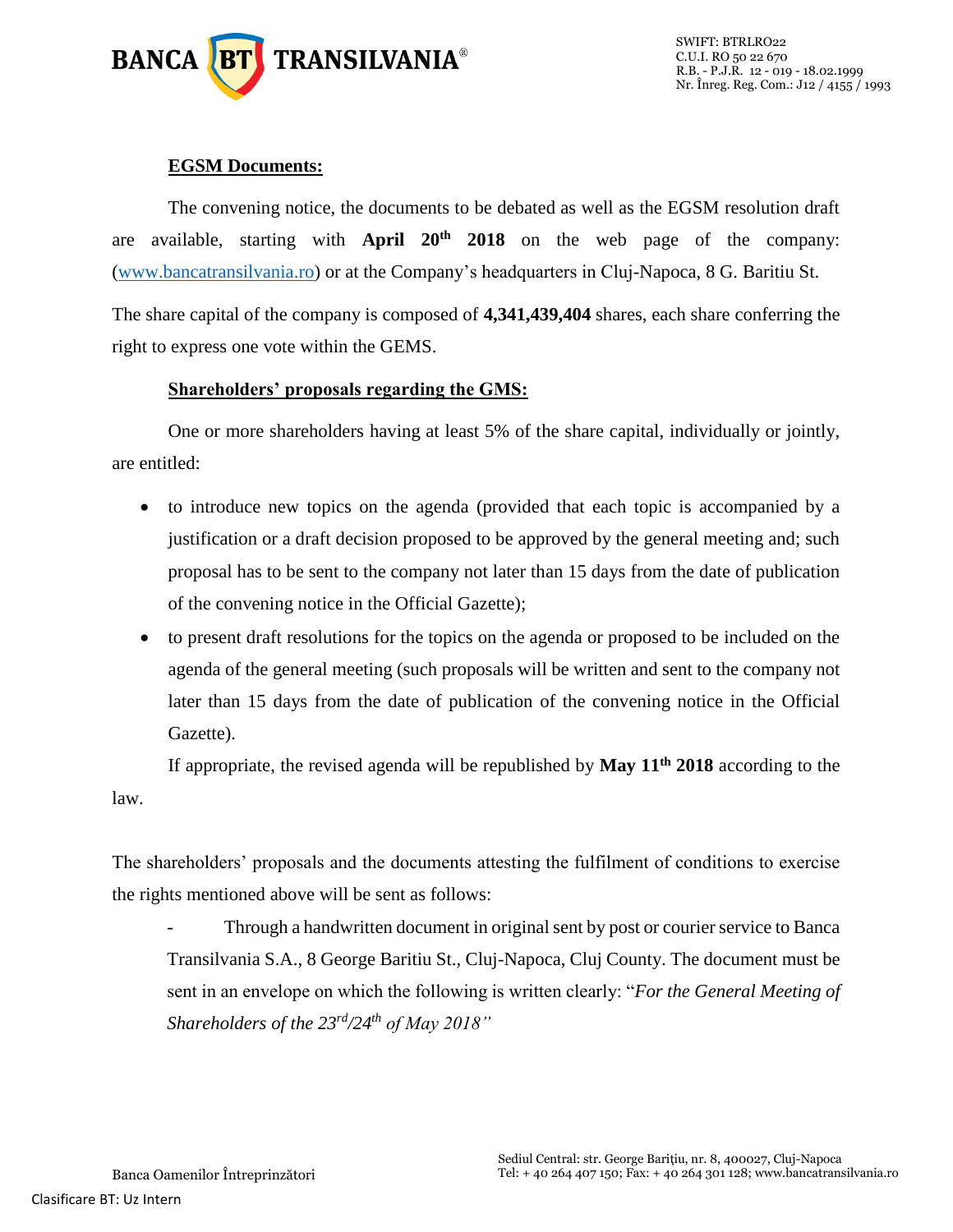**EGSM Documents:**

The convening notice, the documents to be debated as well as the EGSM resolution draft are available, starting with **April 20th 2018** on the web page of the company: (www.bancatransilvania.ro) or at the Company's headquarters in Cluj-Napoca, 8 G. Baritiu St.

The share capital of the company is composed of **4,341,439,404** shares, each share conferring the right to express one vote within the GEMS.

**Shareholders' proposals regarding the GMS:**

One or more shareholders having at least 5% of the share capital, individually or jointly, are entitled:

- to introduce new topics on the agenda (provided that each topic is accompanied by a justification or a draft decision proposed to be approved by the general meeting and; such proposal has to be sent to the company not later than 15 days from the date of publication of the convening notice in the Official Gazette);
- to present draft resolutions for the topics on the agenda or proposed to be included on the agenda of the general meeting (such proposals will be written and sent to the company not later than 15 days from the date of publication of the convening notice in the Official Gazette).

If appropriate, the revised agenda will be republished by **May 11th 2018** according to the law.

The shareholders' proposals and the documents attesting the fulfilment of conditions to exercise the rights mentioned above will be sent as follows:

- Through a handwritten document in original sent by post or courier service to Banca Transilvania S.A., 8 George Baritiu St., Cluj-Napoca, Cluj County. The document must be sent in an envelope on which the following is written clearly: "*For the General Meeting of Shareholders of the 23rd/24th of May 2018"*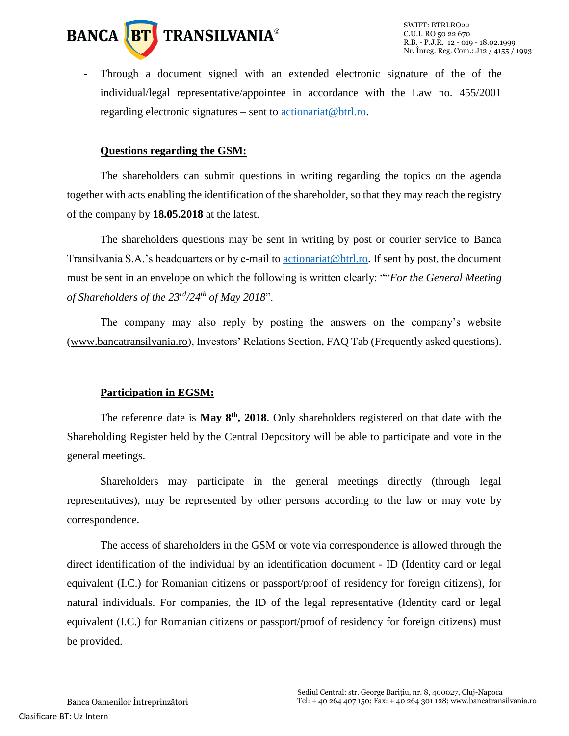- Through a document signed with an extended electronic signature of the of the individual/legal representative/appointee in accordance with the Law no. 455/2001 regarding electronic signatures – sent to actionariat@btrl.ro.

**Questions regarding the GSM:**

The shareholders can submit questions in writing regarding the topics on the agenda together with acts enabling the identification of the shareholder, so that they may reach the registry of the company by **18.05.2018** at the latest.

The shareholders questions may be sent in writing by post or courier service to Banca Transilvania S.A.'s headquarters or by e-mail to actionariat@btrl.ro. If sent by post, the document must be sent in an envelope on which the following is written clearly: ""*For the General Meeting of Shareholders of the 23rd/24th of May 2018*".

The company may also reply by posting the answers on the company's website (www.bancatransilvania.ro), Investors' Relations Section, FAQ Tab (Frequently asked questions).

**Participation in EGSM:**

The reference date is **May 8th, 2018**. Only shareholders registered on that date with the Shareholding Register held by the Central Depository will be able to participate and vote in the general meetings.

Shareholders may participate in the general meetings directly (through legal representatives), may be represented by other persons according to the law or may vote by correspondence.

The access of shareholders in the GSM or vote via correspondence is allowed through the direct identification of the individual by an identification document - ID (Identity card or legal equivalent (I.C.) for Romanian citizens or passport/proof of residency for foreign citizens), for natural individuals. For companies, the ID of the legal representative (Identity card or legal equivalent (I.C.) for Romanian citizens or passport/proof of residency for foreign citizens) must be provided.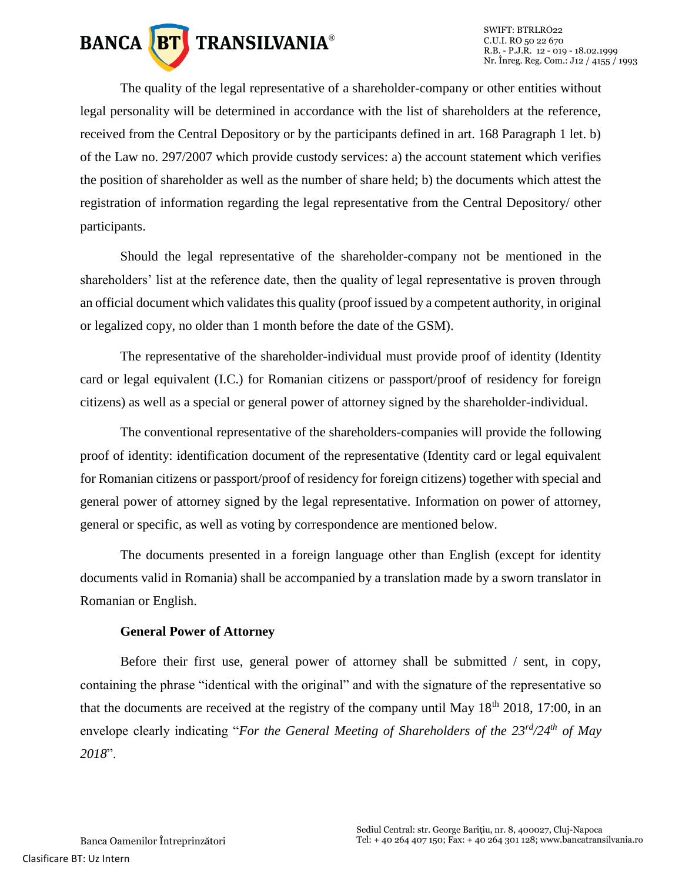The quality of the legal representative of a shareholder-company or other entities without legal personality will be determined in accordance with the list of shareholders at the reference, received from the Central Depository or by the participants defined in art. 168 Paragraph 1 let. b) of the Law no. 297/2007 which provide custody services: a) the account statement which verifies the position of shareholder as well as the number of share held; b) the documents which attest the registration of information regarding the legal representative from the Central Depository/ other participants.

Should the legal representative of the shareholder-company not be mentioned in the shareholders' list at the reference date, then the quality of legal representative is proven through an official document which validates this quality (proof issued by a competent authority, in original or legalized copy, no older than 1 month before the date of the GSM).

The representative of the shareholder-individual must provide proof of identity (Identity card or legal equivalent (I.C.) for Romanian citizens or passport/proof of residency for foreign citizens) as well as a special or general power of attorney signed by the shareholder-individual.

The conventional representative of the shareholders-companies will provide the following proof of identity: identification document of the representative (Identity card or legal equivalent for Romanian citizens or passport/proof of residency for foreign citizens) together with special and general power of attorney signed by the legal representative. Information on power of attorney, general or specific, as well as voting by correspondence are mentioned below.

The documents presented in a foreign language other than English (except for identity documents valid in Romania) shall be accompanied by a translation made by a sworn translator in Romanian or English.

**General Power of Attorney**

Before their first use, general power of attorney shall be submitted / sent, in copy, containing the phrase "identical with the original" and with the signature of the representative so that the documents are received at the registry of the company until May 18th 2018, 17:00, in an envelope clearly indicating "*For the General Meeting of Shareholders of the 23rd/24th of May 2018*".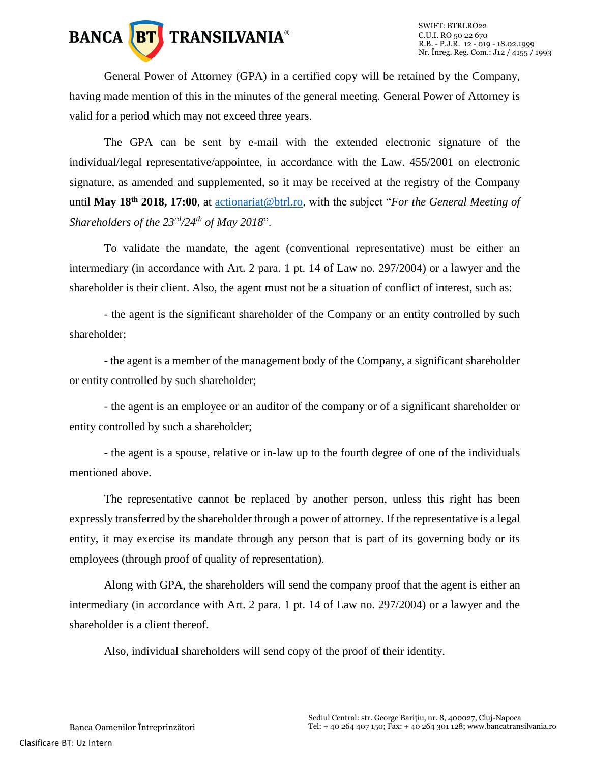General Power of Attorney (GPA) in a certified copy will be retained by the Company, having made mention of this in the minutes of the general meeting. General Power of Attorney is valid for a period which may not exceed three years.

The GPA can be sent by e-mail with the extended electronic signature of the individual/legal representative/appointee, in accordance with the Law. 455/2001 on electronic signature, as amended and supplemented, so it may be received at the registry of the Company until **May 18th 2018, 17:00**, at actionariat@btrl.ro, with the subject "*For the General Meeting of Shareholders of the 23rd/24th of May 2018*".

To validate the mandate, the agent (conventional representative) must be either an intermediary (in accordance with Art. 2 para. 1 pt. 14 of Law no. 297/2004) or a lawyer and the shareholder is their client. Also, the agent must not be a situation of conflict of interest, such as:

- the agent is the significant shareholder of the Company or an entity controlled by such shareholder;

- the agent is a member of the management body of the Company, a significant shareholder or entity controlled by such shareholder;

- the agent is an employee or an auditor of the company or of a significant shareholder or entity controlled by such a shareholder;

- the agent is a spouse, relative or in-law up to the fourth degree of one of the individuals mentioned above.

The representative cannot be replaced by another person, unless this right has been expressly transferred by the shareholder through a power of attorney. If the representative is a legal entity, it may exercise its mandate through any person that is part of its governing body or its employees (through proof of quality of representation).

Along with GPA, the shareholders will send the company proof that the agent is either an intermediary (in accordance with Art. 2 para. 1 pt. 14 of Law no. 297/2004) or a lawyer and the shareholder is a client thereof.

Also, individual shareholders will send copy of the proof of their identity.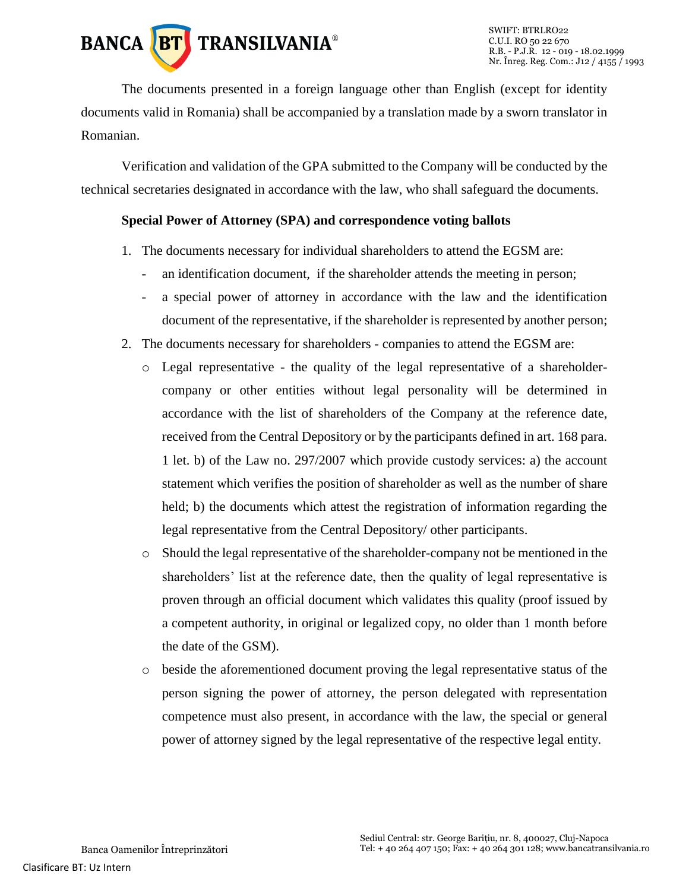The documents presented in a foreign language other than English (except for identity documents valid in Romania) shall be accompanied by a translation made by a sworn translator in Romanian.

Verification and validation of the GPA submitted to the Company will be conducted by the technical secretaries designated in accordance with the law, who shall safeguard the documents.

**Special Power of Attorney (SPA) and correspondence voting ballots**

1. The documents necessary for individual shareholders to attend the EGSM are:
   - an identification document, if the shareholder attends the meeting in person;
   - a special power of attorney in accordance with the law and the identification document of the representative, if the shareholder is represented by another person;
2. The documents necessary for shareholders - companies to attend the EGSM are:
   - Legal representative - the quality of the legal representative of a shareholder-company or other entities without legal personality will be determined in accordance with the list of shareholders of the Company at the reference date, received from the Central Depository or by the participants defined in art. 168 para. 1 let. b) of the Law no. 297/2007 which provide custody services: a) the account statement which verifies the position of shareholder as well as the number of share held; b) the documents which attest the registration of information regarding the legal representative from the Central Depository/ other participants.
   - Should the legal representative of the shareholder-company not be mentioned in the shareholders' list at the reference date, then the quality of legal representative is proven through an official document which validates this quality (proof issued by a competent authority, in original or legalized copy, no older than 1 month before the date of the GSM).
   - beside the aforementioned document proving the legal representative status of the person signing the power of attorney, the person delegated with representation competence must also present, in accordance with the law, the special or general power of attorney signed by the legal representative of the respective legal entity.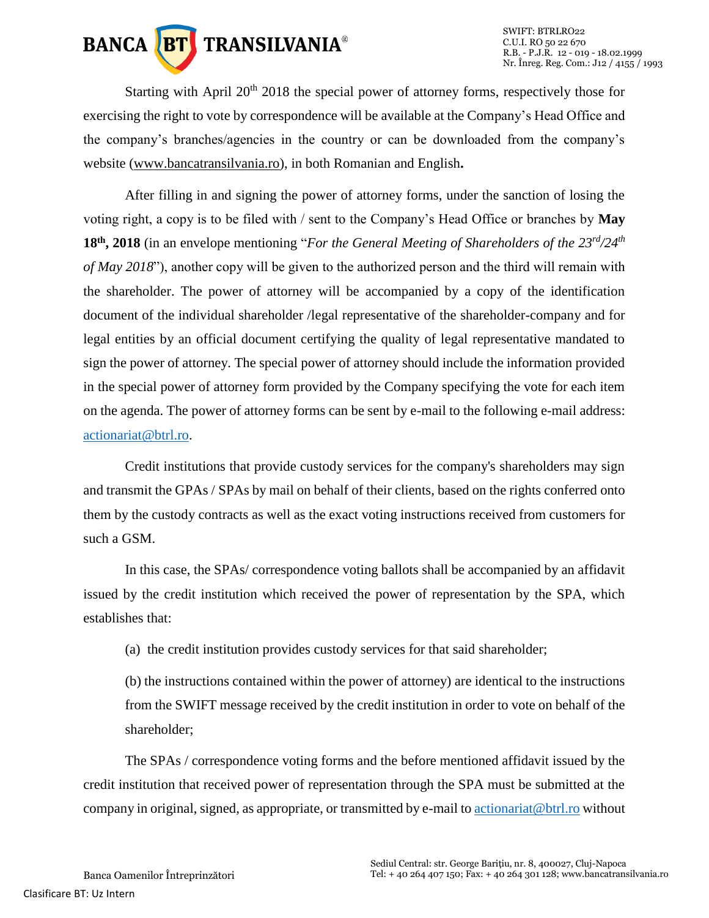Starting with April 20th 2018 the special power of attorney forms, respectively those for exercising the right to vote by correspondence will be available at the Company's Head Office and the company's branches/agencies in the country or can be downloaded from the company's website (www.bancatransilvania.ro), in both Romanian and English**.**

After filling in and signing the power of attorney forms, under the sanction of losing the voting right, a copy is to be filed with / sent to the Company's Head Office or branches by **May 18th, 2018** (in an envelope mentioning "*For the General Meeting of Shareholders of the 23rd/24th of May 2018*"), another copy will be given to the authorized person and the third will remain with the shareholder. The power of attorney will be accompanied by a copy of the identification document of the individual shareholder /legal representative of the shareholder-company and for legal entities by an official document certifying the quality of legal representative mandated to sign the power of attorney. The special power of attorney should include the information provided in the special power of attorney form provided by the Company specifying the vote for each item on the agenda. The power of attorney forms can be sent by e-mail to the following e-mail address: actionariat@btrl.ro.

Credit institutions that provide custody services for the company's shareholders may sign and transmit the GPAs / SPAs by mail on behalf of their clients, based on the rights conferred onto them by the custody contracts as well as the exact voting instructions received from customers for such a GSM.

In this case, the SPAs/ correspondence voting ballots shall be accompanied by an affidavit issued by the credit institution which received the power of representation by the SPA, which establishes that:

(a) the credit institution provides custody services for that said shareholder;

(b) the instructions contained within the power of attorney) are identical to the instructions from the SWIFT message received by the credit institution in order to vote on behalf of the shareholder;

The SPAs / correspondence voting forms and the before mentioned affidavit issued by the credit institution that received power of representation through the SPA must be submitted at the company in original, signed, as appropriate, or transmitted by e-mail to actionariat@btrl.ro without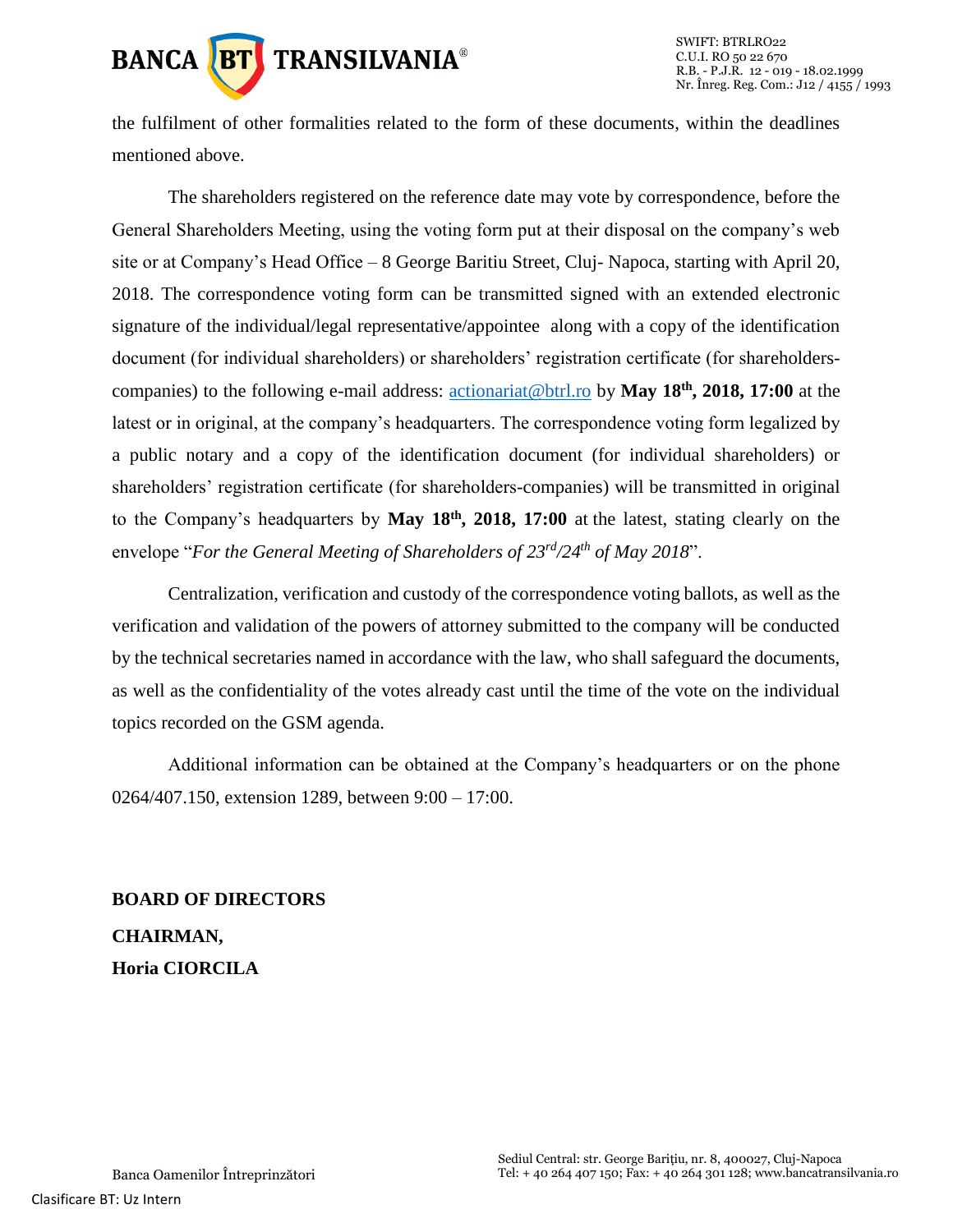the fulfilment of other formalities related to the form of these documents, within the deadlines mentioned above.

The shareholders registered on the reference date may vote by correspondence, before the General Shareholders Meeting, using the voting form put at their disposal on the company's web site or at Company's Head Office – 8 George Baritiu Street, Cluj- Napoca, starting with April 20, 2018. The correspondence voting form can be transmitted signed with an extended electronic signature of the individual/legal representative/appointee along with a copy of the identification document (for individual shareholders) or shareholders' registration certificate (for shareholders-companies) to the following e-mail address: actionariat@btrl.ro by **May 18th, 2018, 17:00** at the latest or in original, at the company's headquarters. The correspondence voting form legalized by a public notary and a copy of the identification document (for individual shareholders) or shareholders' registration certificate (for shareholders-companies) will be transmitted in original to the Company's headquarters by **May 18th, 2018, 17:00** at the latest, stating clearly on the envelope "*For the General Meeting of Shareholders of 23rd/24th of May 2018*".

Centralization, verification and custody of the correspondence voting ballots, as well as the verification and validation of the powers of attorney submitted to the company will be conducted by the technical secretaries named in accordance with the law, who shall safeguard the documents, as well as the confidentiality of the votes already cast until the time of the vote on the individual topics recorded on the GSM agenda.

Additional information can be obtained at the Company's headquarters or on the phone 0264/407.150, extension 1289, between 9:00 – 17:00.

**BOARD OF DIRECTORS**

**CHAIRMAN,**

**Horia CIORCILA**